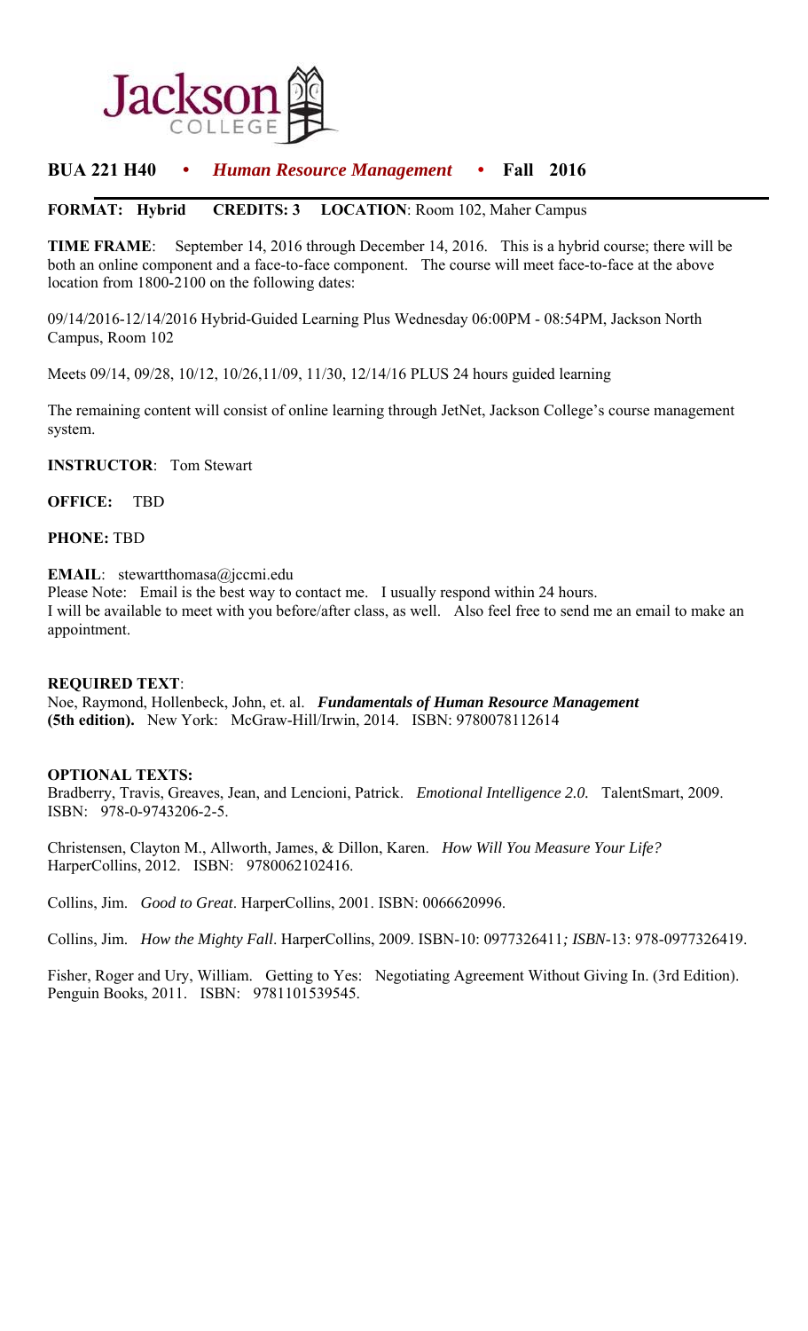Jackson COLLEGE

## BUA 221 H40 • *Human Resource Management* • Fall 2016

**FORMAT: Hybrid** **CREDITS: 3** **LOCATION**: Room 102, Maher Campus

**TIME FRAME**: September 14, 2016 through December 14, 2016. This is a hybrid course; there will be both an online component and a face-to-face component. The course will meet face-to-face at the above location from 1800-2100 on the following dates:

09/14/2016-12/14/2016 Hybrid-Guided Learning Plus Wednesday 06:00PM - 08:54PM, Jackson North Campus, Room 102

Meets 09/14, 09/28, 10/12, 10/26,11/09, 11/30, 12/14/16 PLUS 24 hours guided learning

The remaining content will consist of online learning through JetNet, Jackson College's course management system.

**INSTRUCTOR**: Tom Stewart

**OFFICE:** TBD

**PHONE:** TBD

**EMAIL**: stewartthomasa@jccmi.edu
Please Note: Email is the best way to contact me. I usually respond within 24 hours.
I will be available to meet with you before/after class, as well. Also feel free to send me an email to make an appointment.

**REQUIRED TEXT**:
Noe, Raymond, Hollenbeck, John, et. al. ***Fundamentals of Human Resource Management* (5th edition).** New York: McGraw-Hill/Irwin, 2014. ISBN: 9780078112614

**OPTIONAL TEXTS:**
Bradberry, Travis, Greaves, Jean, and Lencioni, Patrick. *Emotional Intelligence 2.0.* TalentSmart, 2009. ISBN: 978-0-9743206-2-5.

Christensen, Clayton M., Allworth, James, & Dillon, Karen. *How Will You Measure Your Life?* HarperCollins, 2012. ISBN: 9780062102416.

Collins, Jim. *Good to Great*. HarperCollins, 2001. ISBN: 0066620996.

Collins, Jim. *How the Mighty Fall*. HarperCollins, 2009. ISBN-10: 0977326411*; ISBN*-13: 978-0977326419.

Fisher, Roger and Ury, William. Getting to Yes: Negotiating Agreement Without Giving In. (3rd Edition). Penguin Books, 2011. ISBN: 9781101539545.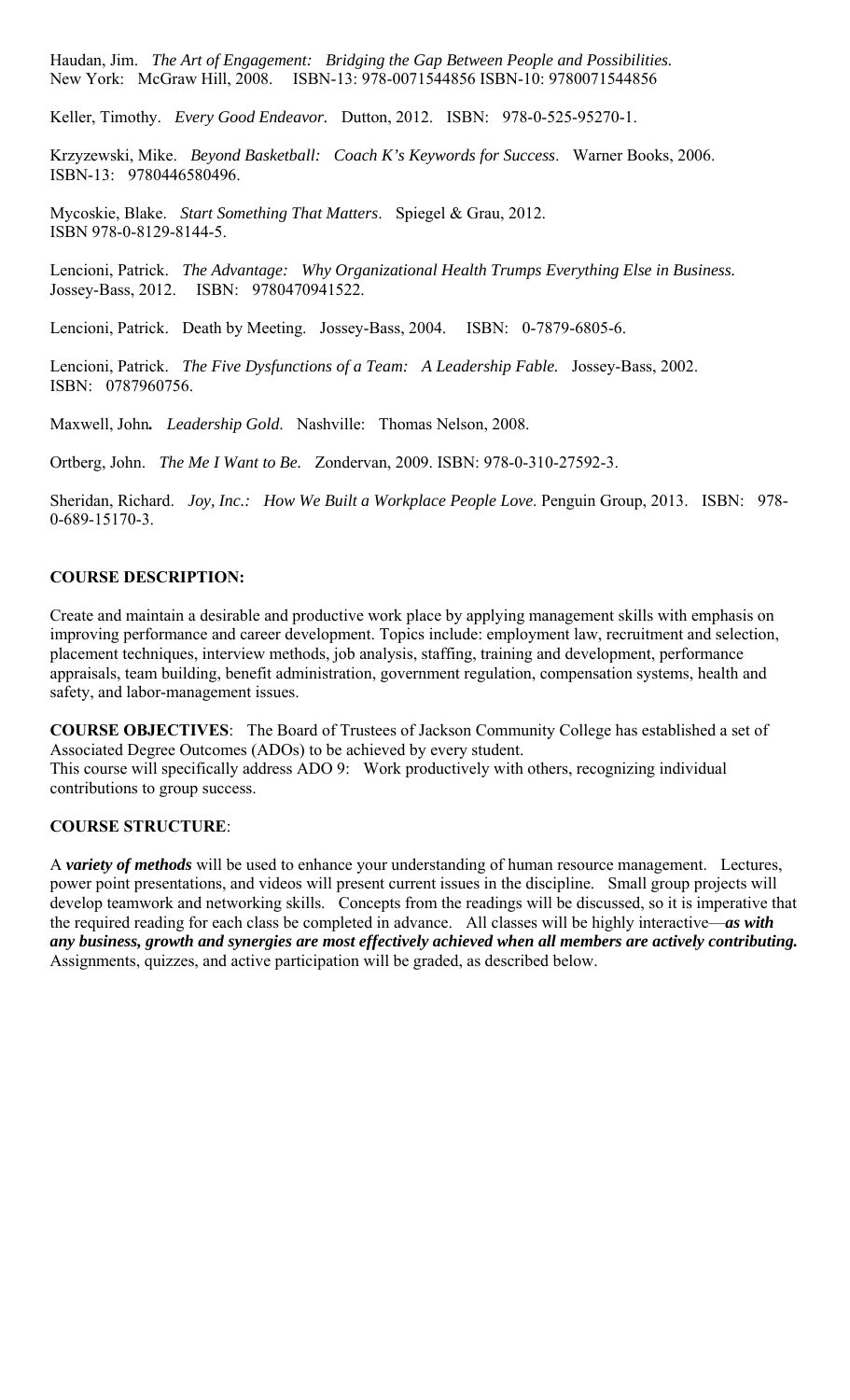Haudan, Jim. *The Art of Engagement: Bridging the Gap Between People and Possibilities.* New York: McGraw Hill, 2008. ISBN-13: 978-0071544856 ISBN-10: 9780071544856

Keller, Timothy. *Every Good Endeavor.* Dutton, 2012. ISBN: 978-0-525-95270-1.

Krzyzewski, Mike. *Beyond Basketball: Coach K's Keywords for Success*. Warner Books, 2006. ISBN-13: 9780446580496.

Mycoskie, Blake. *Start Something That Matters*. Spiegel & Grau, 2012. ISBN 978-0-8129-8144-5.

Lencioni, Patrick. *The Advantage: Why Organizational Health Trumps Everything Else in Business.* Jossey-Bass, 2012. ISBN: 9780470941522.

Lencioni, Patrick. Death by Meeting. Jossey-Bass, 2004. ISBN: 0-7879-6805-6.

Lencioni, Patrick. *The Five Dysfunctions of a Team: A Leadership Fable.* Jossey-Bass, 2002. ISBN: 0787960756.

Maxwell, John***.*** *Leadership Gold*. Nashville: Thomas Nelson, 2008.

Ortberg, John. *The Me I Want to Be.* Zondervan, 2009. ISBN: 978-0-310-27592-3.

Sheridan, Richard. *Joy, Inc.: How We Built a Workplace People Love*. Penguin Group, 2013. ISBN: 978-0-689-15170-3.

**COURSE DESCRIPTION:**

Create and maintain a desirable and productive work place by applying management skills with emphasis on improving performance and career development. Topics include: employment law, recruitment and selection, placement techniques, interview methods, job analysis, staffing, training and development, performance appraisals, team building, benefit administration, government regulation, compensation systems, health and safety, and labor-management issues.

**COURSE OBJECTIVES**: The Board of Trustees of Jackson Community College has established a set of Associated Degree Outcomes (ADOs) to be achieved by every student.
This course will specifically address ADO 9: Work productively with others, recognizing individual contributions to group success.

**COURSE STRUCTURE**:

A ***variety of methods*** will be used to enhance your understanding of human resource management. Lectures, power point presentations, and videos will present current issues in the discipline. Small group projects will develop teamwork and networking skills. Concepts from the readings will be discussed, so it is imperative that the required reading for each class be completed in advance. All classes will be highly interactive—***as with any business, growth and synergies are most effectively achieved when all members are actively contributing.*** Assignments, quizzes, and active participation will be graded, as described below.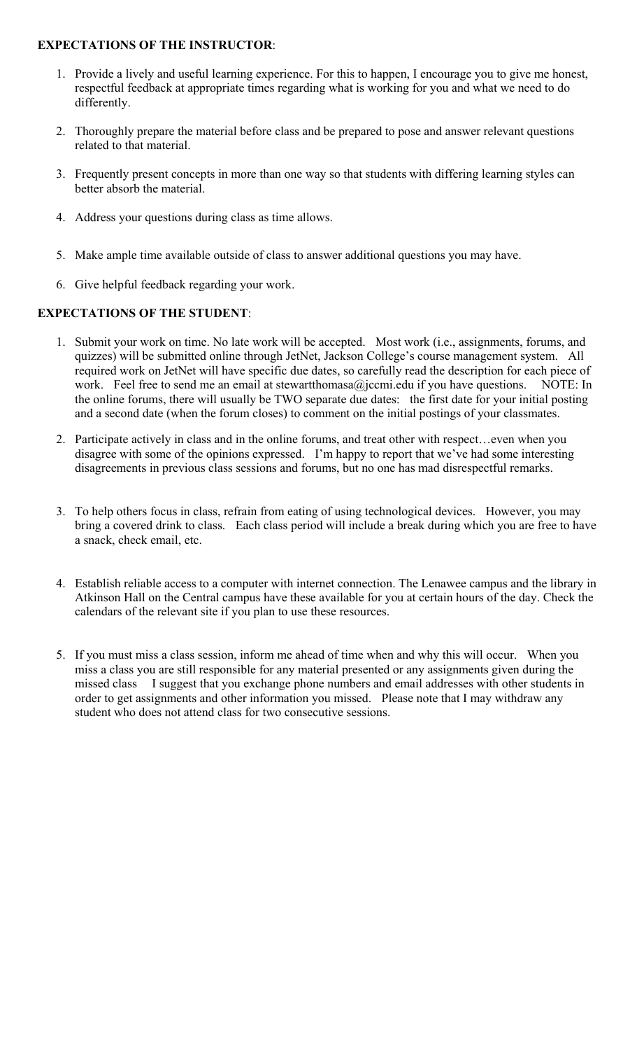**EXPECTATIONS OF THE INSTRUCTOR**:

1. Provide a lively and useful learning experience. For this to happen, I encourage you to give me honest, respectful feedback at appropriate times regarding what is working for you and what we need to do differently.

2. Thoroughly prepare the material before class and be prepared to pose and answer relevant questions related to that material.

3. Frequently present concepts in more than one way so that students with differing learning styles can better absorb the material.

4. Address your questions during class as time allows.

5. Make ample time available outside of class to answer additional questions you may have.

6. Give helpful feedback regarding your work.

**EXPECTATIONS OF THE STUDENT**:

1. Submit your work on time. No late work will be accepted. Most work (i.e., assignments, forums, and quizzes) will be submitted online through JetNet, Jackson College's course management system. All required work on JetNet will have specific due dates, so carefully read the description for each piece of work. Feel free to send me an email at stewartthomasa@jccmi.edu if you have questions. NOTE: In the online forums, there will usually be TWO separate due dates: the first date for your initial posting and a second date (when the forum closes) to comment on the initial postings of your classmates.

2. Participate actively in class and in the online forums, and treat other with respect…even when you disagree with some of the opinions expressed. I'm happy to report that we've had some interesting disagreements in previous class sessions and forums, but no one has mad disrespectful remarks.

3. To help others focus in class, refrain from eating of using technological devices. However, you may bring a covered drink to class. Each class period will include a break during which you are free to have a snack, check email, etc.

4. Establish reliable access to a computer with internet connection. The Lenawee campus and the library in Atkinson Hall on the Central campus have these available for you at certain hours of the day. Check the calendars of the relevant site if you plan to use these resources.

5. If you must miss a class session, inform me ahead of time when and why this will occur. When you miss a class you are still responsible for any material presented or any assignments given during the missed class I suggest that you exchange phone numbers and email addresses with other students in order to get assignments and other information you missed. Please note that I may withdraw any student who does not attend class for two consecutive sessions.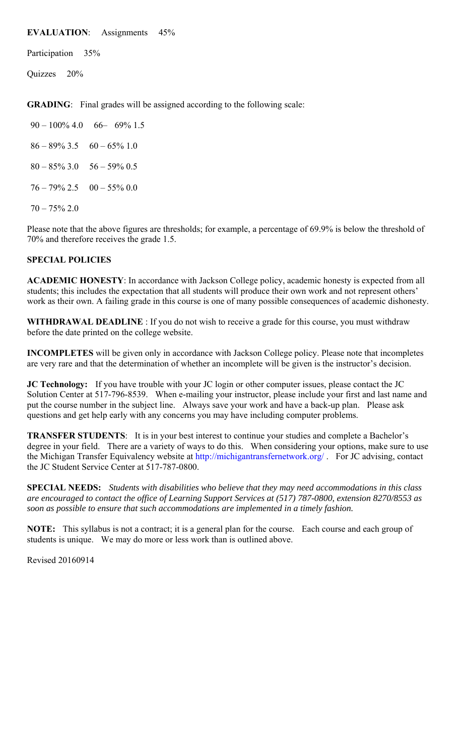**EVALUATION**: Assignments 45%

Participation 35%

Quizzes 20%

**GRADING**: Final grades will be assigned according to the following scale:

| | |
|---|---|
| 90 – 100% 4.0 | 66– 69% 1.5 |
| 86 – 89% 3.5 | 60 – 65% 1.0 |
| 80 – 85% 3.0 | 56 – 59% 0.5 |
| 76 – 79% 2.5 | 00 – 55% 0.0 |
| 70 – 75% 2.0 | |

Please note that the above figures are thresholds; for example, a percentage of 69.9% is below the threshold of 70% and therefore receives the grade 1.5.

**SPECIAL POLICIES**

**ACADEMIC HONESTY**: In accordance with Jackson College policy, academic honesty is expected from all students; this includes the expectation that all students will produce their own work and not represent others' work as their own. A failing grade in this course is one of many possible consequences of academic dishonesty.

**WITHDRAWAL DEADLINE** : If you do not wish to receive a grade for this course, you must withdraw before the date printed on the college website.

**INCOMPLETES** will be given only in accordance with Jackson College policy. Please note that incompletes are very rare and that the determination of whether an incomplete will be given is the instructor's decision.

**JC Technology:** If you have trouble with your JC login or other computer issues, please contact the JC Solution Center at 517-796-8539. When e-mailing your instructor, please include your first and last name and put the course number in the subject line. Always save your work and have a back-up plan. Please ask questions and get help early with any concerns you may have including computer problems.

**TRANSFER STUDENTS**: It is in your best interest to continue your studies and complete a Bachelor's degree in your field. There are a variety of ways to do this. When considering your options, make sure to use the Michigan Transfer Equivalency website at http://michigantransfernetwork.org/ . For JC advising, contact the JC Student Service Center at 517-787-0800.

**SPECIAL NEEDS:** *Students with disabilities who believe that they may need accommodations in this class are encouraged to contact the office of Learning Support Services at (517) 787-0800, extension 8270/8553 as soon as possible to ensure that such accommodations are implemented in a timely fashion.*

**NOTE:** This syllabus is not a contract; it is a general plan for the course. Each course and each group of students is unique. We may do more or less work than is outlined above.

Revised 20160914